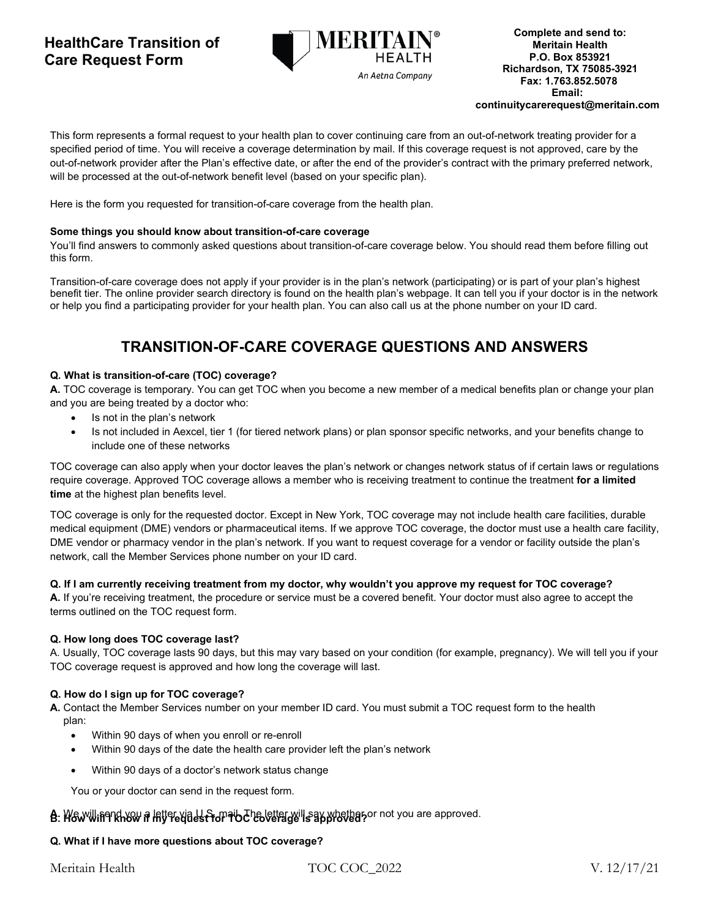# HealthCare Transition of Care Request Form

**Complete and send to:**
**Meritain Health**
**P.O. Box 853921**
**Richardson, TX 75085-3921**
**Fax: 1.763.852.5078**
**Email:**
**continuitycarerequest@meritain.com**

This form represents a formal request to your health plan to cover continuing care from an out-of-network treating provider for a specified period of time. You will receive a coverage determination by mail. If this coverage request is not approved, care by the out-of-network provider after the Plan's effective date, or after the end of the provider's contract with the primary preferred network, will be processed at the out-of-network benefit level (based on your specific plan).

Here is the form you requested for transition-of-care coverage from the health plan.

**Some things you should know about transition-of-care coverage**

You'll find answers to commonly asked questions about transition-of-care coverage below. You should read them before filling out this form.

Transition-of-care coverage does not apply if your provider is in the plan's network (participating) or is part of your plan's highest benefit tier. The online provider search directory is found on the health plan's webpage. It can tell you if your doctor is in the network or help you find a participating provider for your health plan. You can also call us at the phone number on your ID card.

## TRANSITION-OF-CARE COVERAGE QUESTIONS AND ANSWERS

**Q. What is transition-of-care (TOC) coverage?**

**A.** TOC coverage is temporary. You can get TOC when you become a new member of a medical benefits plan or change your plan and you are being treated by a doctor who:

- Is not in the plan's network
- Is not included in Aexcel, tier 1 (for tiered network plans) or plan sponsor specific networks, and your benefits change to include one of these networks

TOC coverage can also apply when your doctor leaves the plan's network or changes network status of if certain laws or regulations require coverage. Approved TOC coverage allows a member who is receiving treatment to continue the treatment **for a limited time** at the highest plan benefits level.

TOC coverage is only for the requested doctor. Except in New York, TOC coverage may not include health care facilities, durable medical equipment (DME) vendors or pharmaceutical items. If we approve TOC coverage, the doctor must use a health care facility, DME vendor or pharmacy vendor in the plan's network. If you want to request coverage for a vendor or facility outside the plan's network, call the Member Services phone number on your ID card.

**Q. If I am currently receiving treatment from my doctor, why wouldn't you approve my request for TOC coverage?**

**A.** If you're receiving treatment, the procedure or service must be a covered benefit. Your doctor must also agree to accept the terms outlined on the TOC request form.

**Q. How long does TOC coverage last?**

A. Usually, TOC coverage lasts 90 days, but this may vary based on your condition (for example, pregnancy). We will tell you if your TOC coverage request is approved and how long the coverage will last.

**Q. How do I sign up for TOC coverage?**

**A.** Contact the Member Services number on your member ID card. You must submit a TOC request form to the health plan:

- Within 90 days of when you enroll or re-enroll
- Within 90 days of the date the health care provider left the plan's network
- Within 90 days of a doctor's network status change

You or your doctor can send in the request form.

**Q: How will I know if my request for TOC coverage is approved?**

**A.** We will send you a letter via U.S. mail. The letter will say whether or not you are approved.

**Q. What if I have more questions about TOC coverage?**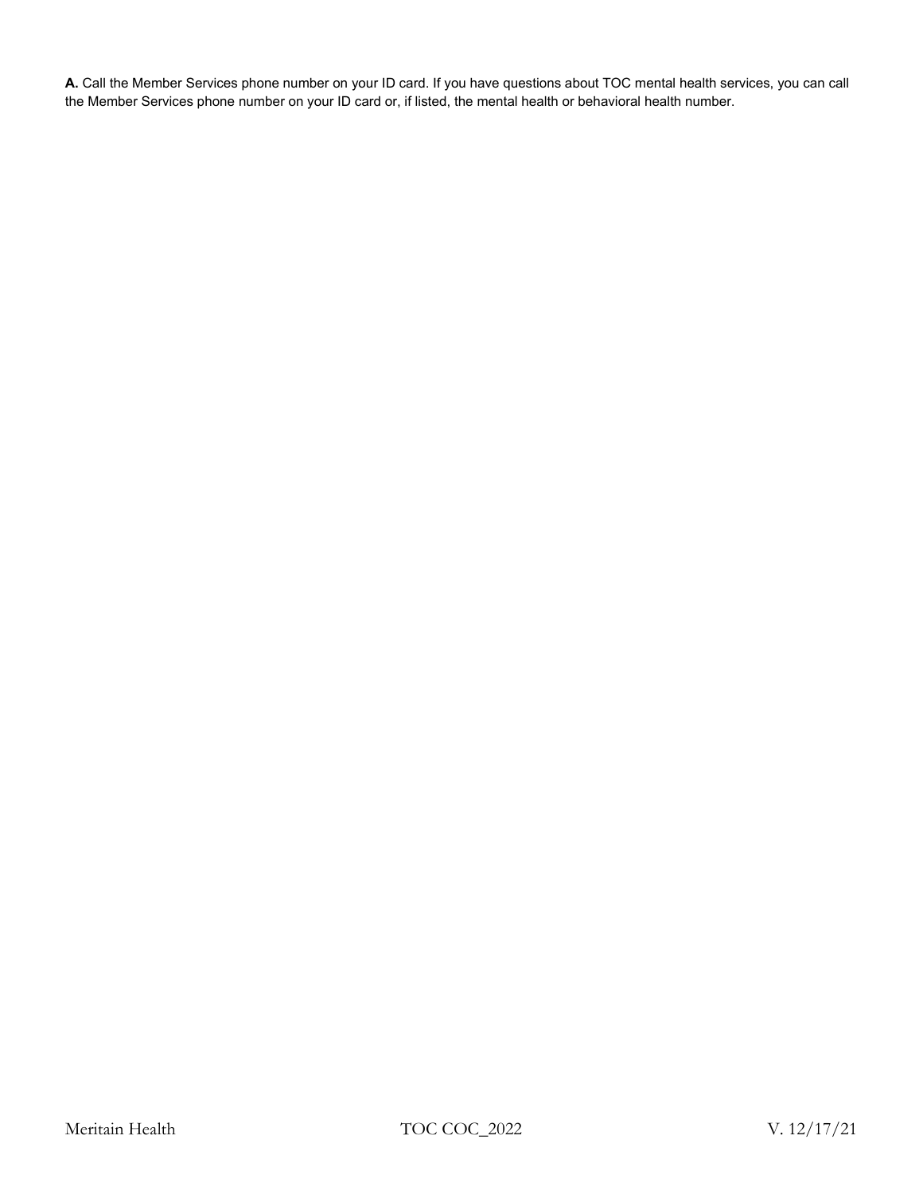**A.** Call the Member Services phone number on your ID card. If you have questions about TOC mental health services, you can call the Member Services phone number on your ID card or, if listed, the mental health or behavioral health number.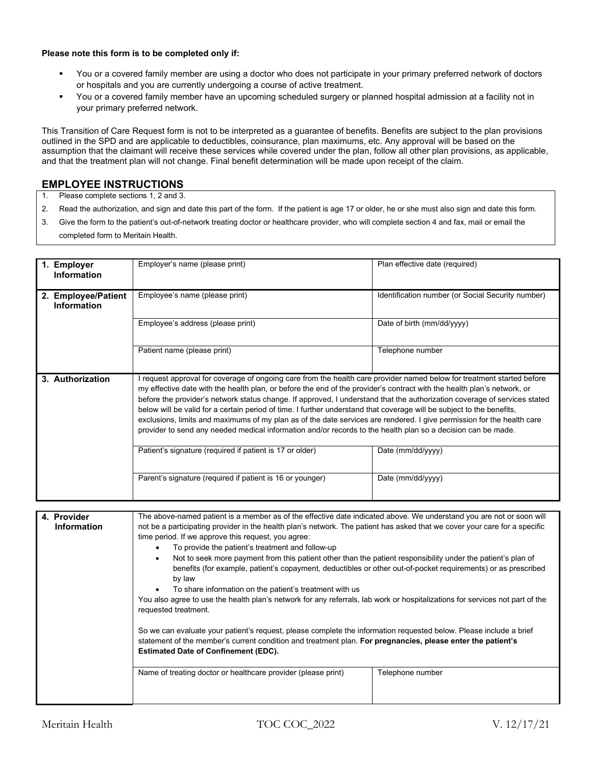**Please note this form is to be completed only if:**

- You or a covered family member are using a doctor who does not participate in your primary preferred network of doctors or hospitals and you are currently undergoing a course of active treatment.
- You or a covered family member have an upcoming scheduled surgery or planned hospital admission at a facility not in your primary preferred network.

This Transition of Care Request form is not to be interpreted as a guarantee of benefits. Benefits are subject to the plan provisions outlined in the SPD and are applicable to deductibles, coinsurance, plan maximums, etc. Any approval will be based on the assumption that the claimant will receive these services while covered under the plan, follow all other plan provisions, as applicable, and that the treatment plan will not change. Final benefit determination will be made upon receipt of the claim.

## EMPLOYEE INSTRUCTIONS

1. Please complete sections 1, 2 and 3.
2. Read the authorization, and sign and date this part of the form. If the patient is age 17 or older, he or she must also sign and date this form.
3. Give the form to the patient's out-of-network treating doctor or healthcare provider, who will complete section 4 and fax, mail or email the completed form to Meritain Health.

| | | |
|---|---|---|
| **1. Employer Information** | Employer's name (please print) | Plan effective date (required) |
| **2. Employee/Patient Information** | Employee's name (please print) | Identification number (or Social Security number) |
| | Employee's address (please print) | Date of birth (mm/dd/yyyy) |
| | Patient name (please print) | Telephone number |
| **3. Authorization** | I request approval for coverage of ongoing care from the health care provider named below for treatment started before my effective date with the health plan, or before the end of the provider's contract with the health plan's network, or before the provider's network status change. If approved, I understand that the authorization coverage of services stated below will be valid for a certain period of time. I further understand that coverage will be subject to the benefits, exclusions, limits and maximums of my plan as of the date services are rendered. I give permission for the health care provider to send any needed medical information and/or records to the health plan so a decision can be made. | |
| | Patient's signature (required if patient is 17 or older) | Date (mm/dd/yyyy) |
| | Parent's signature (required if patient is 16 or younger) | Date (mm/dd/yyyy) |

| | | |
|---|---|---|
| **4. Provider Information** | The above-named patient is a member as of the effective date indicated above. We understand you are not or soon will not be a participating provider in the health plan's network. The patient has asked that we cover your care for a specific time period. If we approve this request, you agree: • To provide the patient's treatment and follow-up • Not to seek more payment from this patient other than the patient responsibility under the patient's plan of benefits (for example, patient's copayment, deductibles or other out-of-pocket requirements) or as prescribed by law • To share information on the patient's treatment with us. You also agree to use the health plan's network for any referrals, lab work or hospitalizations for services not part of the requested treatment. So we can evaluate your patient's request, please complete the information requested below. Please include a brief statement of the member's current condition and treatment plan. **For pregnancies, please enter the patient's Estimated Date of Confinement (EDC).** | |
| | Name of treating doctor or healthcare provider (please print) | Telephone number |

Meritain Health TOC COC_2022 V. 12/17/21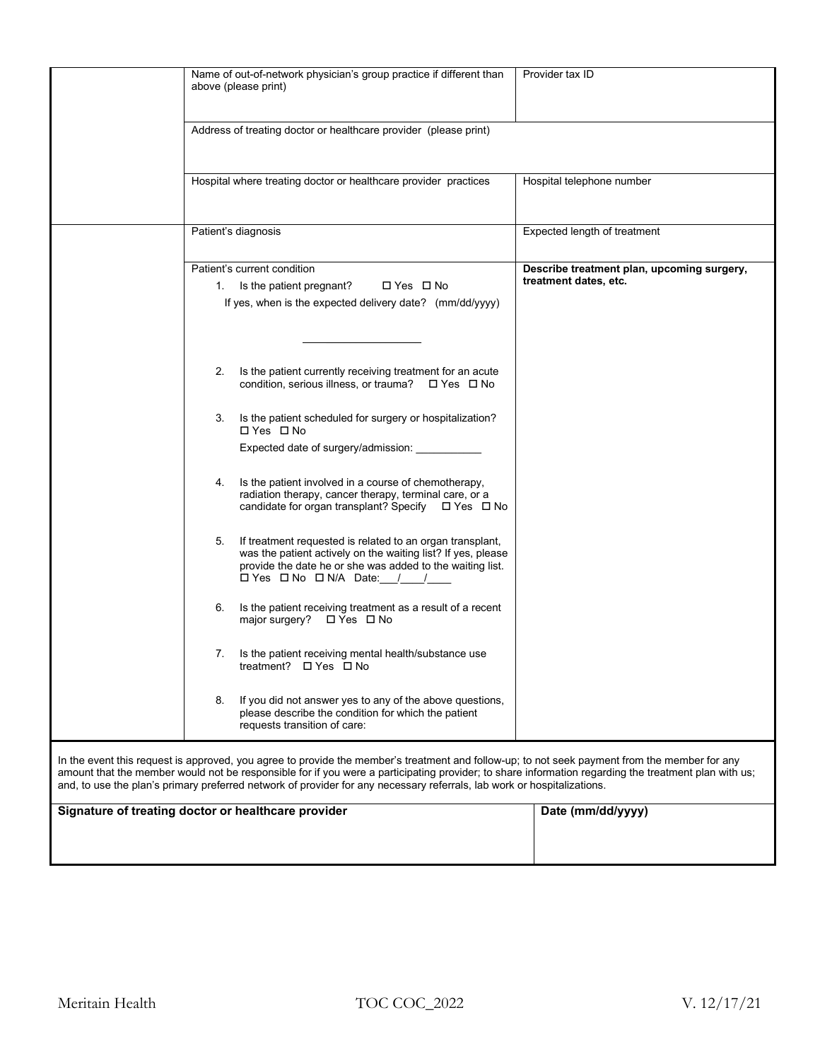| | | |
|---|---|---|
| | Name of out-of-network physician's group practice if different than above (please print) | Provider tax ID |
| | Address of treating doctor or healthcare provider (please print) | |
| | Hospital where treating doctor or healthcare provider practices | Hospital telephone number |
| | Patient's diagnosis | Expected length of treatment |
| | Patient's current condition | **Describe treatment plan, upcoming surgery, treatment dates, etc.** |

Patient's current condition

1. Is the patient pregnant? ☐ Yes ☐ No

   If yes, when is the expected delivery date? (mm/dd/yyyy)

   ____________________

2. Is the patient currently receiving treatment for an acute condition, serious illness, or trauma? ☐ Yes ☐ No

3. Is the patient scheduled for surgery or hospitalization? ☐ Yes ☐ No

   Expected date of surgery/admission: ___________

4. Is the patient involved in a course of chemotherapy, radiation therapy, cancer therapy, terminal care, or a candidate for organ transplant? Specify ☐ Yes ☐ No

5. If treatment requested is related to an organ transplant, was the patient actively on the waiting list? If yes, please provide the date he or she was added to the waiting list. ☐ Yes ☐ No ☐ N/A Date:___/____/____

6. Is the patient receiving treatment as a result of a recent major surgery? ☐ Yes ☐ No

7. Is the patient receiving mental health/substance use treatment? ☐ Yes ☐ No

8. If you did not answer yes to any of the above questions, please describe the condition for which the patient requests transition of care:

In the event this request is approved, you agree to provide the member's treatment and follow-up; to not seek payment from the member for any amount that the member would not be responsible for if you were a participating provider; to share information regarding the treatment plan with us; and, to use the plan's primary preferred network of provider for any necessary referrals, lab work or hospitalizations.

| **Signature of treating doctor or healthcare provider** | **Date (mm/dd/yyyy)** |
|---|---|
| | |